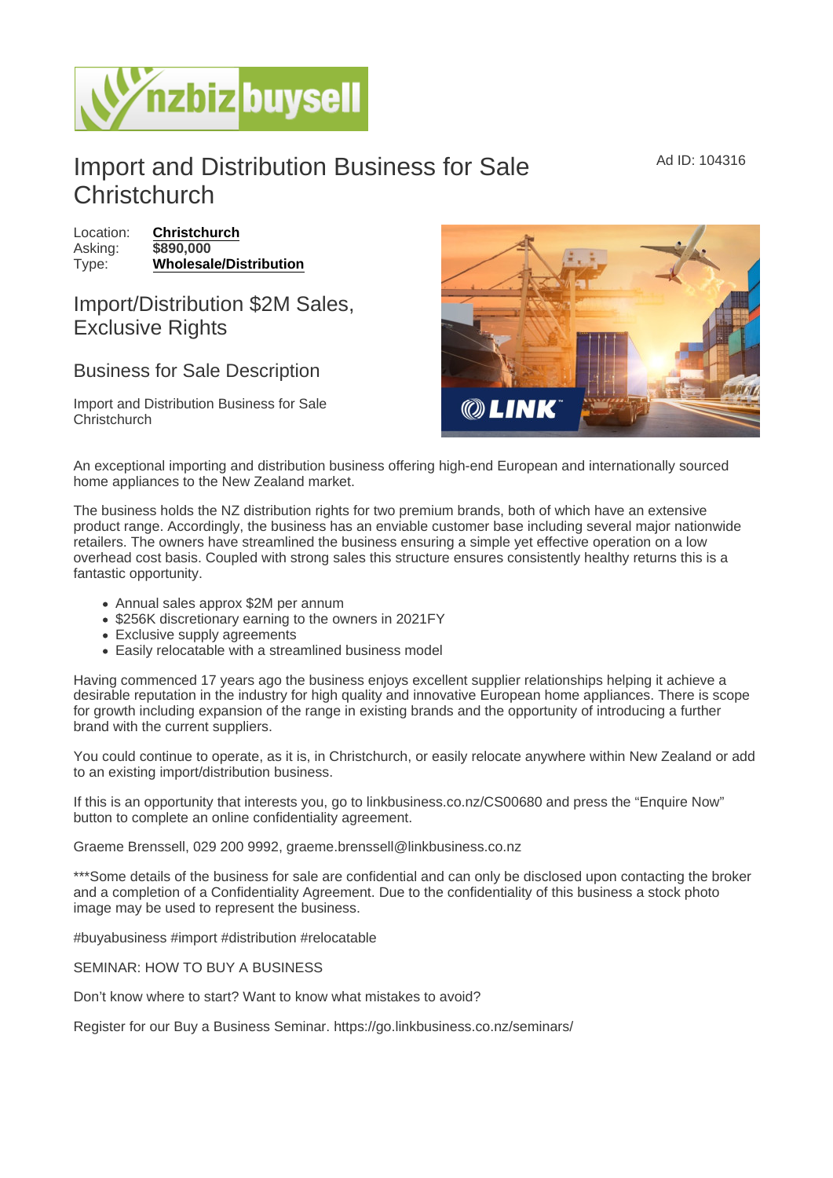# Import and Distribution Business for Sale Christchurch

Ad ID: 104316

Location: **Christchurch**
Asking: **$890,000**
Type: **Wholesale/Distribution**

## Import/Distribution $2M Sales, Exclusive Rights

### Business for Sale Description

Import and Distribution Business for Sale Christchurch

An exceptional importing and distribution business offering high-end European and internationally sourced home appliances to the New Zealand market.

The business holds the NZ distribution rights for two premium brands, both of which have an extensive product range. Accordingly, the business has an enviable customer base including several major nationwide retailers. The owners have streamlined the business ensuring a simple yet effective operation on a low overhead cost basis. Coupled with strong sales this structure ensures consistently healthy returns this is a fantastic opportunity.

- Annual sales approx $2M per annum
- $256K discretionary earning to the owners in 2021FY
- Exclusive supply agreements
- Easily relocatable with a streamlined business model

Having commenced 17 years ago the business enjoys excellent supplier relationships helping it achieve a desirable reputation in the industry for high quality and innovative European home appliances. There is scope for growth including expansion of the range in existing brands and the opportunity of introducing a further brand with the current suppliers.

You could continue to operate, as it is, in Christchurch, or easily relocate anywhere within New Zealand or add to an existing import/distribution business.

If this is an opportunity that interests you, go to linkbusiness.co.nz/CS00680 and press the "Enquire Now" button to complete an online confidentiality agreement.

Graeme Brenssell, 029 200 9992, graeme.brenssell@linkbusiness.co.nz

***Some details of the business for sale are confidential and can only be disclosed upon contacting the broker and a completion of a Confidentiality Agreement. Due to the confidentiality of this business a stock photo image may be used to represent the business.

#buyabusiness #import #distribution #relocatable

SEMINAR: HOW TO BUY A BUSINESS

Don't know where to start? Want to know what mistakes to avoid?

Register for our Buy a Business Seminar. https://go.linkbusiness.co.nz/seminars/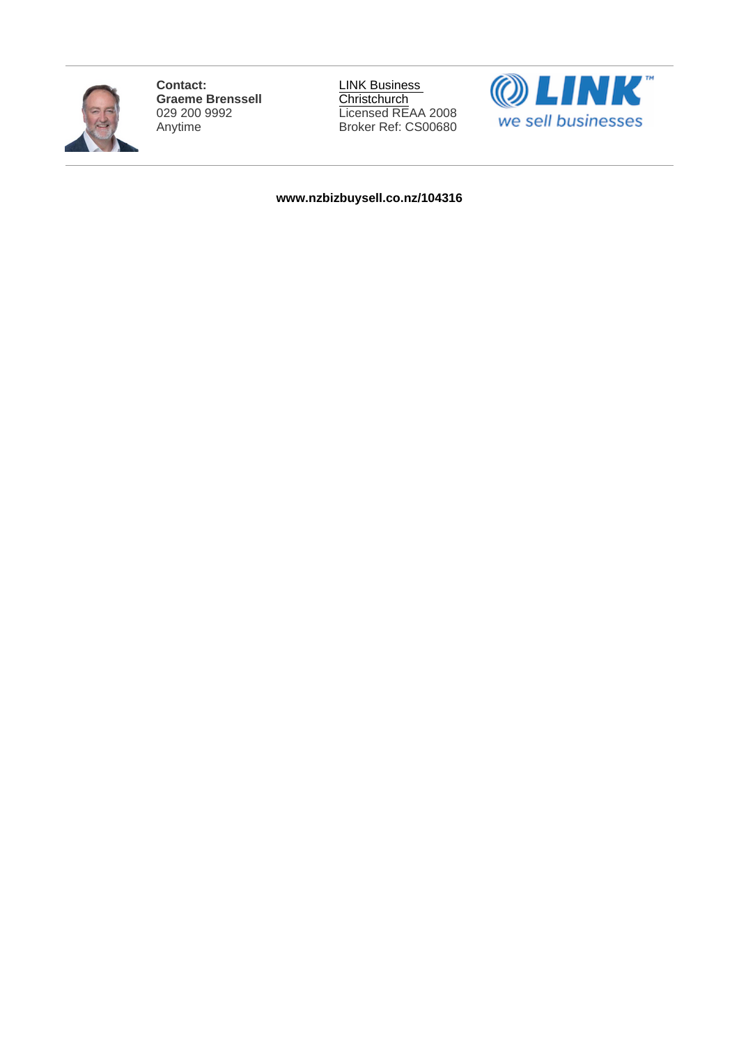**Contact:**
**Graeme Brenssell**
029 200 9992
Anytime

LINK Business Christchurch
Licensed REAA 2008
Broker Ref: CS00680

LINK we sell businesses

**www.nzbizbuysell.co.nz/104316**